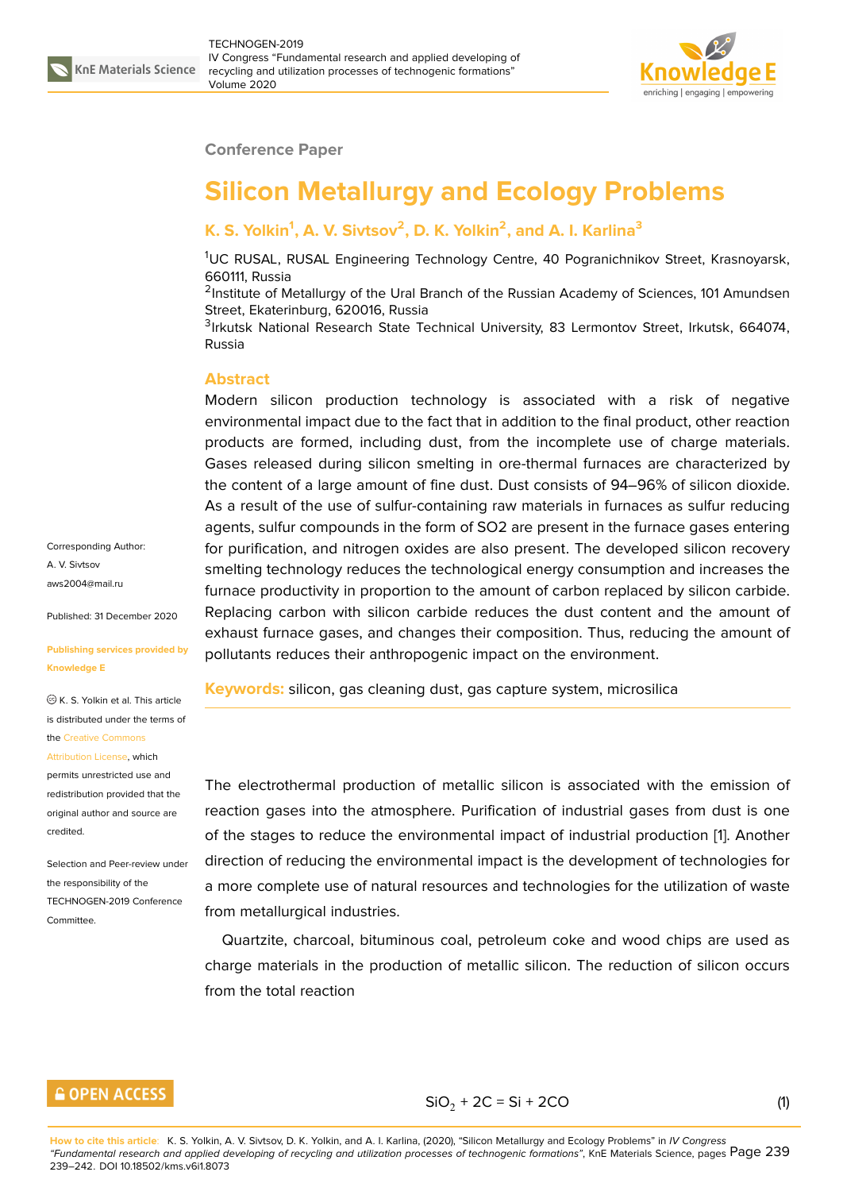Conference Paper

# Silicon Metallurgy and Ecology Problems

**K. S. Yolkin[1], A. V. Sivtsov[2], D. K. Yolkin[2], and A. I. Karlina[3]**

[1]UC RUSAL, RUSAL Engineering Technology Centre, 40 Pogranichnikov Street, Krasnoyarsk, 660111, Russia
[2]Institute of Metallurgy of the Ural Branch of the Russian Academy of Sciences, 101 Amundsen Street, Ekaterinburg, 620016, Russia
[3]Irkutsk National Research State Technical University, 83 Lermontov Street, Irkutsk, 664074, Russia

Corresponding Author:
A. V. Sivtsov
aws2004@mail.ru

Published: 31 December 2020

Publishing services provided by Knowledge E

© K. S. Yolkin et al. This article is distributed under the terms of the Creative Commons Attribution License, which permits unrestricted use and redistribution provided that the original author and source are credited.

Selection and Peer-review under the responsibility of the TECHNOGEN-2019 Conference Committee.

## Abstract

Modern silicon production technology is associated with a risk of negative environmental impact due to the fact that in addition to the final product, other reaction products are formed, including dust, from the incomplete use of charge materials. Gases released during silicon smelting in ore-thermal furnaces are characterized by the content of a large amount of fine dust. Dust consists of 94–96% of silicon dioxide. As a result of the use of sulfur-containing raw materials in furnaces as sulfur reducing agents, sulfur compounds in the form of SO2 are present in the furnace gases entering for purification, and nitrogen oxides are also present. The developed silicon recovery smelting technology reduces the technological energy consumption and increases the furnace productivity in proportion to the amount of carbon replaced by silicon carbide. Replacing carbon with silicon carbide reduces the dust content and the amount of exhaust furnace gases, and changes their composition. Thus, reducing the amount of pollutants reduces their anthropogenic impact on the environment.

**Keywords:** silicon, gas cleaning dust, gas capture system, microsilica

The electrothermal production of metallic silicon is associated with the emission of reaction gases into the atmosphere. Purification of industrial gases from dust is one of the stages to reduce the environmental impact of industrial production [1]. Another direction of reducing the environmental impact is the development of technologies for a more complete use of natural resources and technologies for the utilization of waste from metallurgical industries.

Quartzite, charcoal, bituminous coal, petroleum coke and wood chips are used as charge materials in the production of metallic silicon. The reduction of silicon occurs from the total reaction

$$SiO_2 + 2C = Si + 2CO \tag{1}$$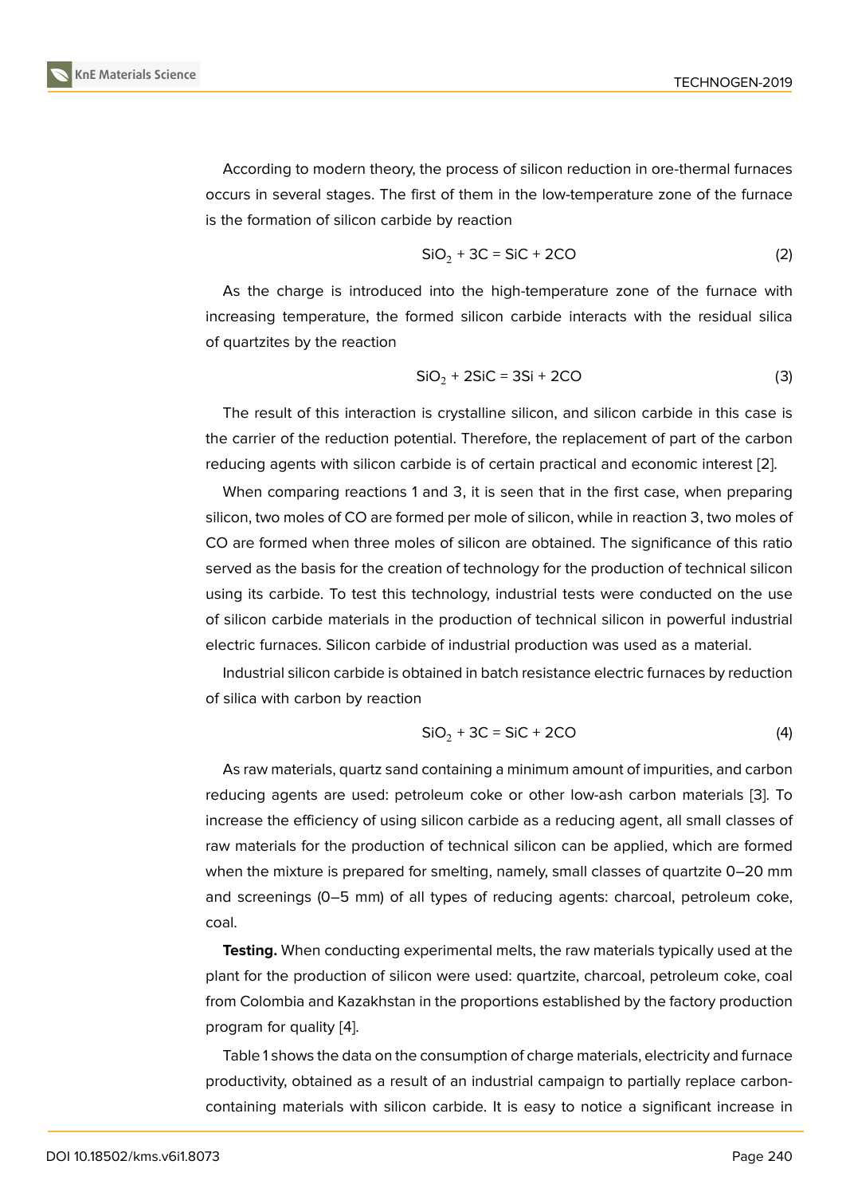According to modern theory, the process of silicon reduction in ore-thermal furnaces occurs in several stages. The first of them in the low-temperature zone of the furnace is the formation of silicon carbide by reaction

$$SiO_2 + 3C = SiC + 2CO \tag{2}$$

As the charge is introduced into the high-temperature zone of the furnace with increasing temperature, the formed silicon carbide interacts with the residual silica of quartzites by the reaction

$$SiO_2 + 2SiC = 3Si + 2CO \tag{3}$$

The result of this interaction is crystalline silicon, and silicon carbide in this case is the carrier of the reduction potential. Therefore, the replacement of part of the carbon reducing agents with silicon carbide is of certain practical and economic interest [2].

When comparing reactions 1 and 3, it is seen that in the first case, when preparing silicon, two moles of CO are formed per mole of silicon, while in reaction 3, two moles of CO are formed when three moles of silicon are obtained. The significance of this ratio served as the basis for the creation of technology for the production of technical silicon using its carbide. To test this technology, industrial tests were conducted on the use of silicon carbide materials in the production of technical silicon in powerful industrial electric furnaces. Silicon carbide of industrial production was used as a material.

Industrial silicon carbide is obtained in batch resistance electric furnaces by reduction of silica with carbon by reaction

$$SiO_2 + 3C = SiC + 2CO \tag{4}$$

As raw materials, quartz sand containing a minimum amount of impurities, and carbon reducing agents are used: petroleum coke or other low-ash carbon materials [3]. To increase the efficiency of using silicon carbide as a reducing agent, all small classes of raw materials for the production of technical silicon can be applied, which are formed when the mixture is prepared for smelting, namely, small classes of quartzite 0–20 mm and screenings (0–5 mm) of all types of reducing agents: charcoal, petroleum coke, coal.

**Testing.** When conducting experimental melts, the raw materials typically used at the plant for the production of silicon were used: quartzite, charcoal, petroleum coke, coal from Colombia and Kazakhstan in the proportions established by the factory production program for quality [4].

Table 1 shows the data on the consumption of charge materials, electricity and furnace productivity, obtained as a result of an industrial campaign to partially replace carbon-containing materials with silicon carbide. It is easy to notice a significant increase in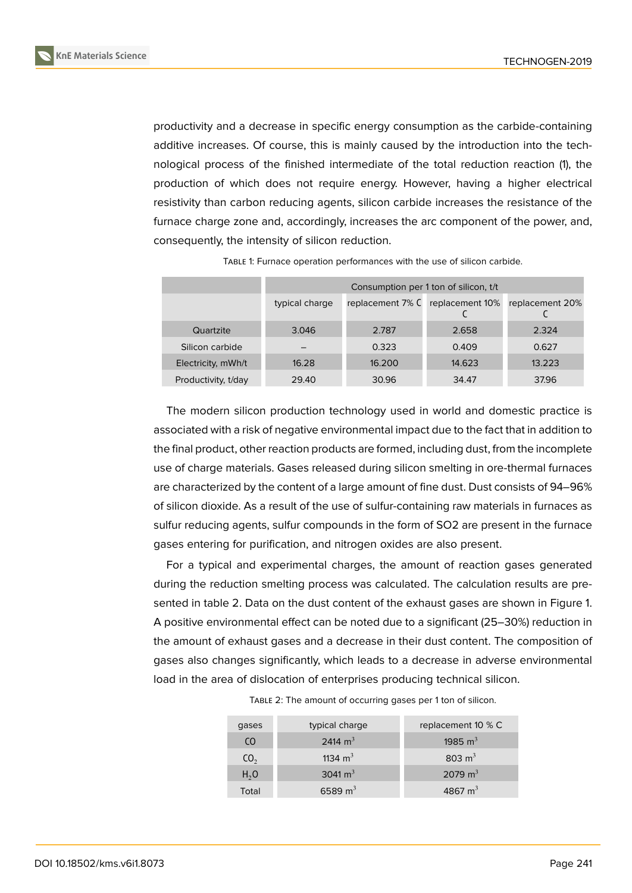productivity and a decrease in specific energy consumption as the carbide-containing additive increases. Of course, this is mainly caused by the introduction into the technological process of the finished intermediate of the total reduction reaction (1), the production of which does not require energy. However, having a higher electrical resistivity than carbon reducing agents, silicon carbide increases the resistance of the furnace charge zone and, accordingly, increases the arc component of the power, and, consequently, the intensity of silicon reduction.

Table 1: Furnace operation performances with the use of silicon carbide.

| | Consumption per 1 ton of silicon, t/t | | | |
|---|---|---|---|---|
| | typical charge | replacement 7% C | replacement 10% C | replacement 20% C |
| Quartzite | 3.046 | 2.787 | 2.658 | 2.324 |
| Silicon carbide | – | 0.323 | 0.409 | 0.627 |
| Electricity, mWh/t | 16.28 | 16.200 | 14.623 | 13.223 |
| Productivity, t/day | 29.40 | 30.96 | 34.47 | 37.96 |

The modern silicon production technology used in world and domestic practice is associated with a risk of negative environmental impact due to the fact that in addition to the final product, other reaction products are formed, including dust, from the incomplete use of charge materials. Gases released during silicon smelting in ore-thermal furnaces are characterized by the content of a large amount of fine dust. Dust consists of 94–96% of silicon dioxide. As a result of the use of sulfur-containing raw materials in furnaces as sulfur reducing agents, sulfur compounds in the form of SO2 are present in the furnace gases entering for purification, and nitrogen oxides are also present.

For a typical and experimental charges, the amount of reaction gases generated during the reduction smelting process was calculated. The calculation results are presented in table 2. Data on the dust content of the exhaust gases are shown in Figure 1. A positive environmental effect can be noted due to a significant (25–30%) reduction in the amount of exhaust gases and a decrease in their dust content. The composition of gases also changes significantly, which leads to a decrease in adverse environmental load in the area of dislocation of enterprises producing technical silicon.

Table 2: The amount of occurring gases per 1 ton of silicon.

| gases | typical charge | replacement 10 % C |
|---|---|---|
| $CO$ | 2414 $m^3$ | 1985 $m^3$ |
| $CO_2$ | 1134 $m^3$ | 803 $m^3$ |
| $H_2O$ | 3041 $m^3$ | 2079 $m^3$ |
| Total | 6589 $m^3$ | 4867 $m^3$ |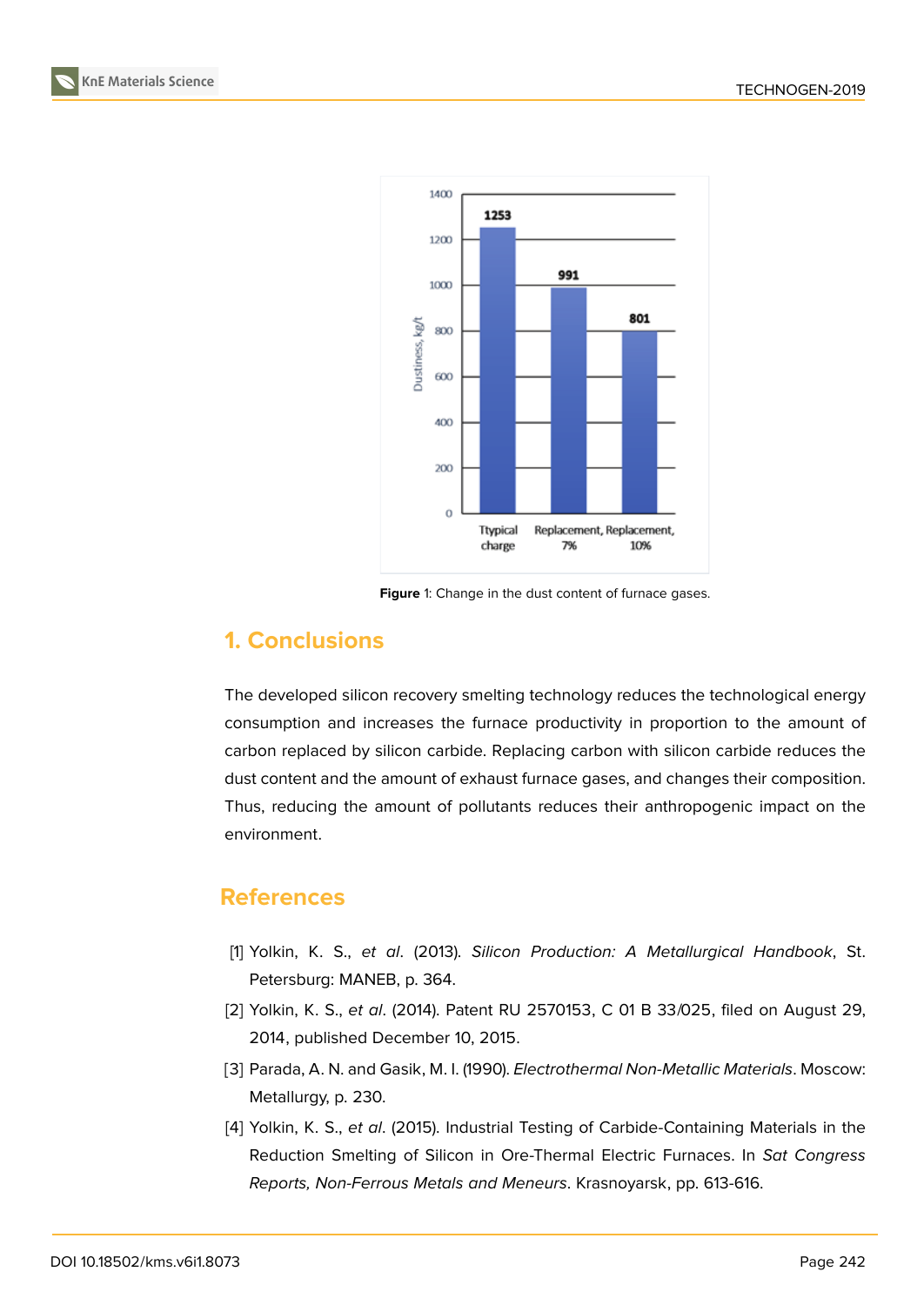1400
1200
1000
800
600
400
200
0

Dustiness, kg/t

1253
991
801

Ttypical charge
Replacement, 7%
Replacement, 10%

**Figure** 1: Change in the dust content of furnace gases.

## 1. Conclusions

The developed silicon recovery smelting technology reduces the technological energy consumption and increases the furnace productivity in proportion to the amount of carbon replaced by silicon carbide. Replacing carbon with silicon carbide reduces the dust content and the amount of exhaust furnace gases, and changes their composition. Thus, reducing the amount of pollutants reduces their anthropogenic impact on the environment.

## References

[1] Yolkin, K. S., *et al*. (2013). *Silicon Production: A Metallurgical Handbook*, St. Petersburg: MANEB, p. 364.

[2] Yolkin, K. S., *et al*. (2014). Patent RU 2570153, C 01 B 33/025, filed on August 29, 2014, published December 10, 2015.

[3] Parada, A. N. and Gasik, M. I. (1990). *Electrothermal Non-Metallic Materials*. Moscow: Metallurgy, p. 230.

[4] Yolkin, K. S., *et al*. (2015). Industrial Testing of Carbide-Containing Materials in the Reduction Smelting of Silicon in Ore-Thermal Electric Furnaces. In *Sat Congress Reports, Non-Ferrous Metals and Meneurs*. Krasnoyarsk, pp. 613-616.